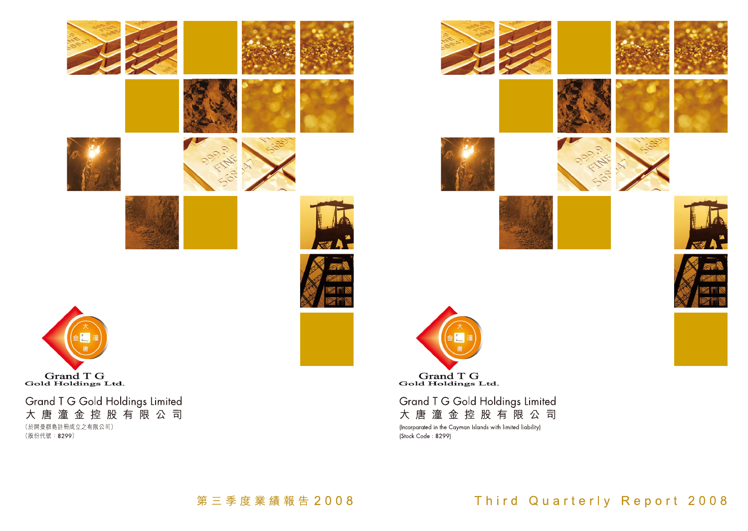Grand T G
Gold Holdings Ltd.

Grand T G Gold Holdings Limited
大 唐 潼 金 控 股 有 限 公 司
（於開曼群島註冊成立之有限公司）
（股份代號：8299）

第三季度業績報告2008

Grand T G
Gold Holdings Ltd.

Grand T G Gold Holdings Limited
大 唐 潼 金 控 股 有 限 公 司
(Incorporated in the Cayman Islands with limited liability)
(Stock Code : 8299)

# Third Quarterly Report 2008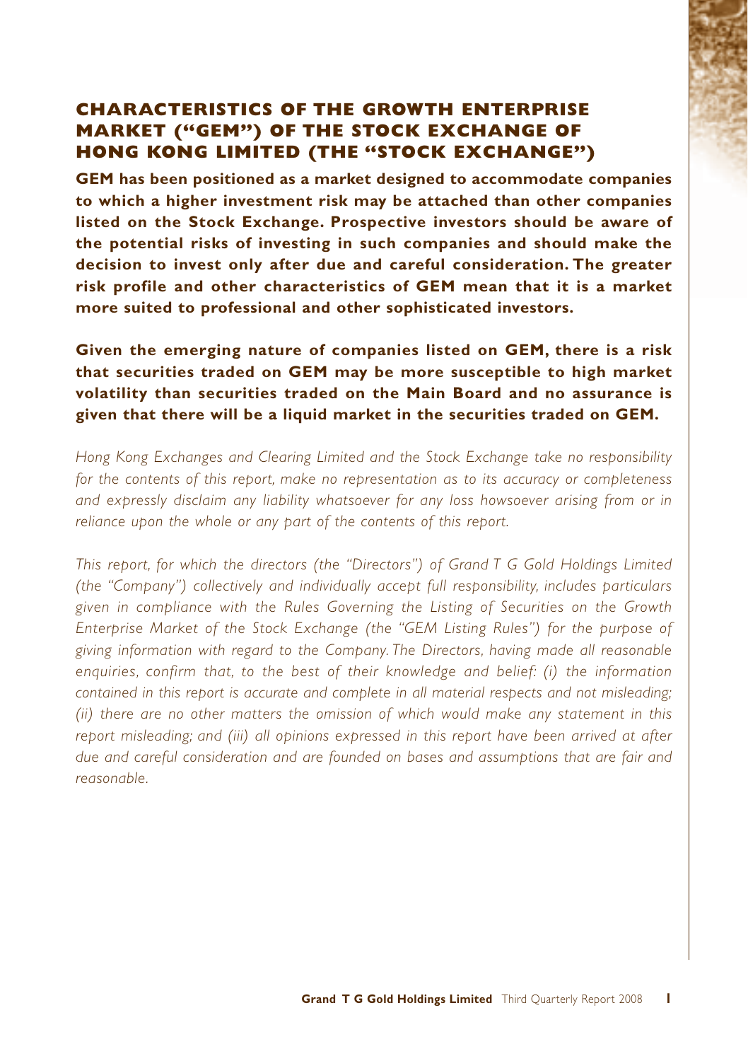## CHARACTERISTICS OF THE GROWTH ENTERPRISE MARKET ("GEM") OF THE STOCK EXCHANGE OF HONG KONG LIMITED (THE "STOCK EXCHANGE")

**GEM has been positioned as a market designed to accommodate companies to which a higher investment risk may be attached than other companies listed on the Stock Exchange. Prospective investors should be aware of the potential risks of investing in such companies and should make the decision to invest only after due and careful consideration. The greater risk profile and other characteristics of GEM mean that it is a market more suited to professional and other sophisticated investors.**

**Given the emerging nature of companies listed on GEM, there is a risk that securities traded on GEM may be more susceptible to high market volatility than securities traded on the Main Board and no assurance is given that there will be a liquid market in the securities traded on GEM.**

*Hong Kong Exchanges and Clearing Limited and the Stock Exchange take no responsibility for the contents of this report, make no representation as to its accuracy or completeness and expressly disclaim any liability whatsoever for any loss howsoever arising from or in reliance upon the whole or any part of the contents of this report.*

*This report, for which the directors (the "Directors") of Grand T G Gold Holdings Limited (the "Company") collectively and individually accept full responsibility, includes particulars given in compliance with the Rules Governing the Listing of Securities on the Growth Enterprise Market of the Stock Exchange (the "GEM Listing Rules") for the purpose of giving information with regard to the Company. The Directors, having made all reasonable enquiries, confirm that, to the best of their knowledge and belief: (i) the information contained in this report is accurate and complete in all material respects and not misleading; (ii) there are no other matters the omission of which would make any statement in this report misleading; and (iii) all opinions expressed in this report have been arrived at after due and careful consideration and are founded on bases and assumptions that are fair and reasonable.*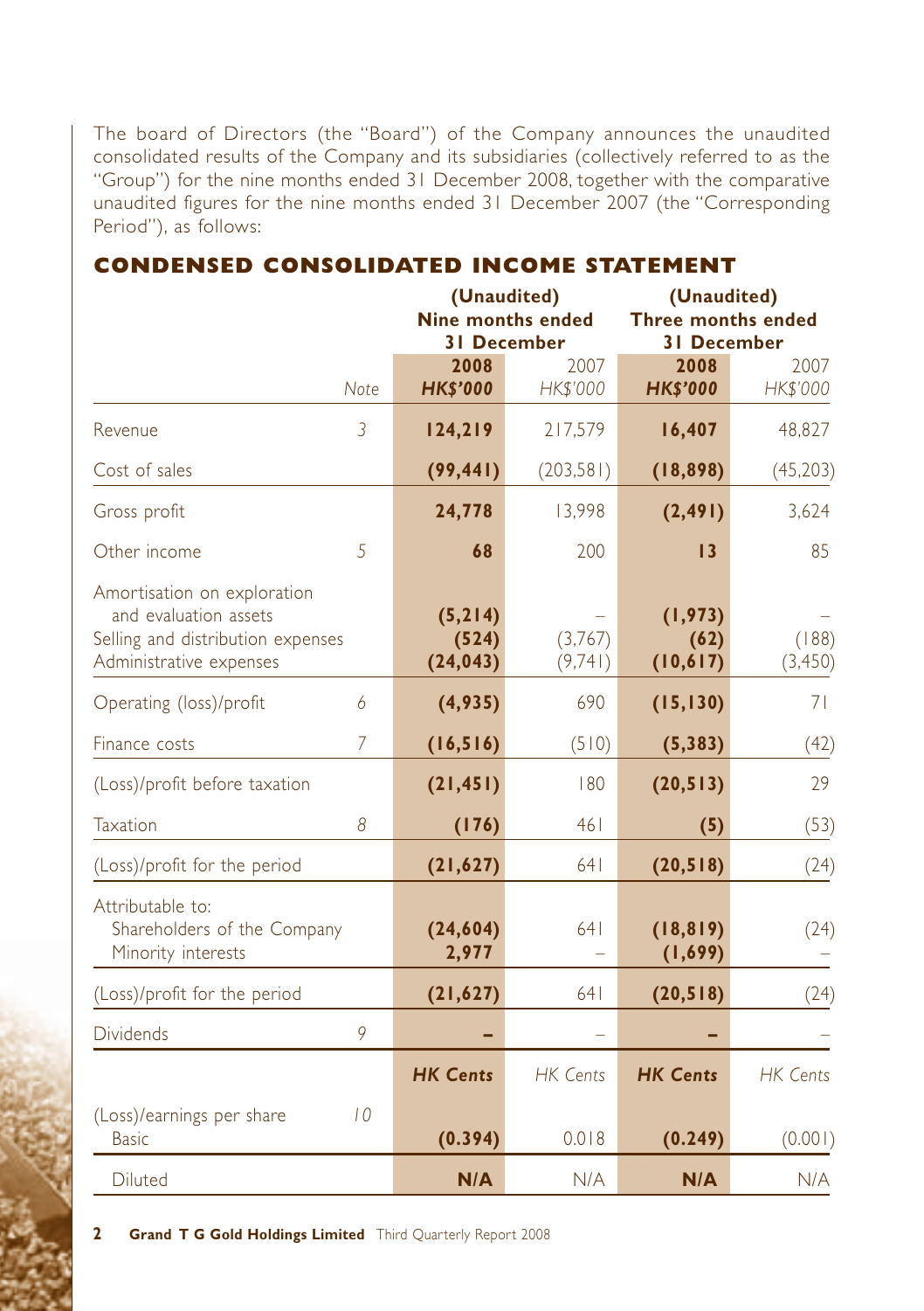The board of Directors (the "Board") of the Company announces the unaudited consolidated results of the Company and its subsidiaries (collectively referred to as the "Group") for the nine months ended 31 December 2008, together with the comparative unaudited figures for the nine months ended 31 December 2007 (the "Corresponding Period"), as follows:

## CONDENSED CONSOLIDATED INCOME STATEMENT

| | Note | (Unaudited) Nine months ended 31 December | | (Unaudited) Three months ended 31 December | |
|---|---|---|---|---|---|
| | | **2008** | 2007 | **2008** | 2007 |
| | | ***HK$'000*** | *HK$'000* | ***HK$'000*** | *HK$'000* |
| Revenue | 3 | **124,219** | 217,579 | **16,407** | 48,827 |
| Cost of sales | | **(99,441)** | (203,581) | **(18,898)** | (45,203) |
| Gross profit | | **24,778** | 13,998 | **(2,491)** | 3,624 |
| Other income | 5 | **68** | 200 | **13** | 85 |
| Amortisation on exploration and evaluation assets | | **(5,214)** | – | **(1,973)** | – |
| Selling and distribution expenses | | **(524)** | (3,767) | **(62)** | (188) |
| Administrative expenses | | **(24,043)** | (9,741) | **(10,617)** | (3,450) |
| Operating (loss)/profit | 6 | **(4,935)** | 690 | **(15,130)** | 71 |
| Finance costs | 7 | **(16,516)** | (510) | **(5,383)** | (42) |
| (Loss)/profit before taxation | | **(21,451)** | 180 | **(20,513)** | 29 |
| Taxation | 8 | **(176)** | 461 | **(5)** | (53) |
| (Loss)/profit for the period | | **(21,627)** | 641 | **(20,518)** | (24) |
| Attributable to: | | | | | |
| Shareholders of the Company | | **(24,604)** | 641 | **(18,819)** | (24) |
| Minority interests | | **2,977** | – | **(1,699)** | – |
| (Loss)/profit for the period | | **(21,627)** | 641 | **(20,518)** | (24) |
| Dividends | 9 | **–** | – | **–** | – |
| | | ***HK Cents*** | *HK Cents* | ***HK Cents*** | *HK Cents* |
| (Loss)/earnings per share | 10 | | | | |
| Basic | | **(0.394)** | 0.018 | **(0.249)** | (0.001) |
| Diluted | | **N/A** | N/A | **N/A** | N/A |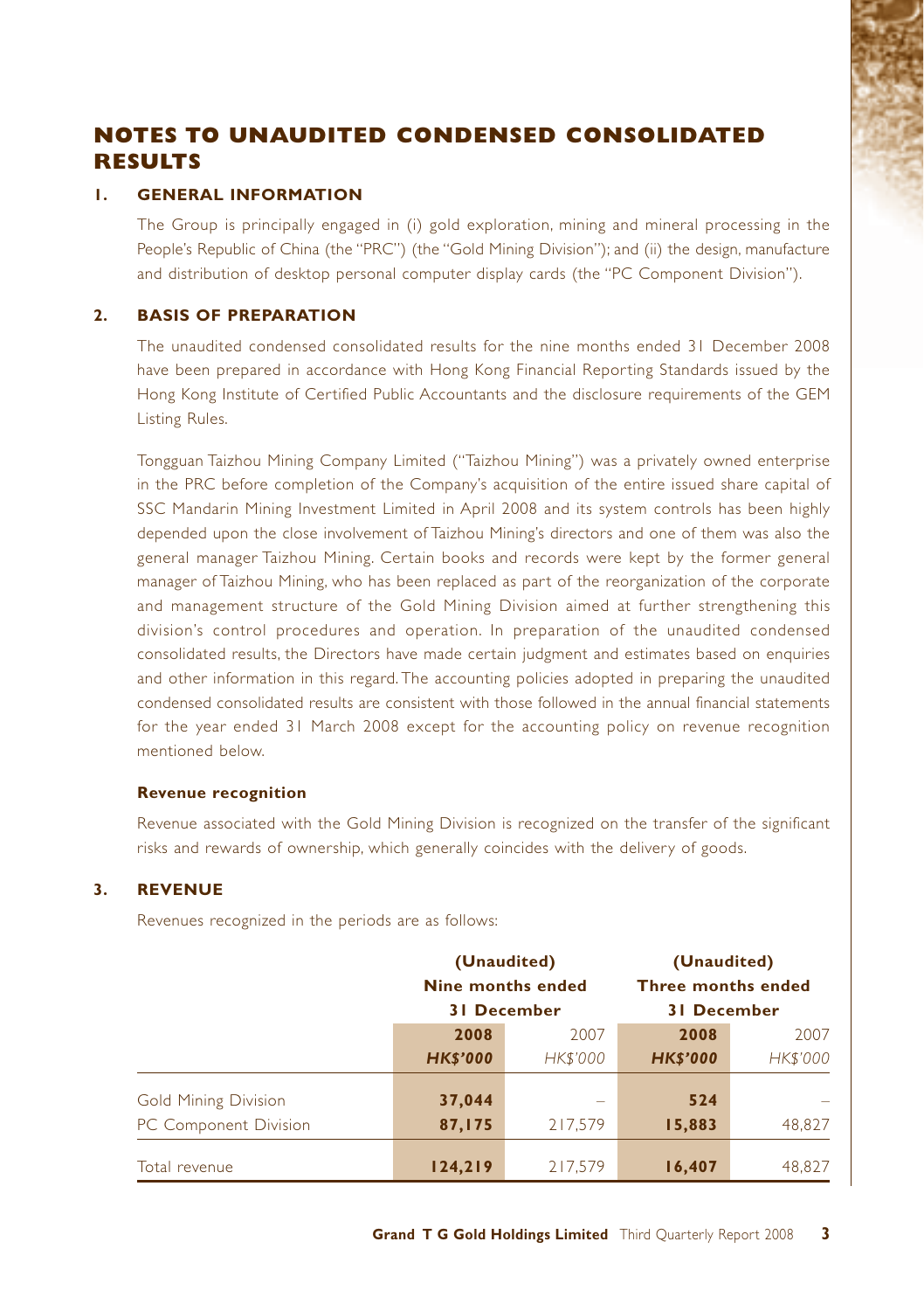# NOTES TO UNAUDITED CONDENSED CONSOLIDATED RESULTS

## 1. GENERAL INFORMATION

The Group is principally engaged in (i) gold exploration, mining and mineral processing in the People's Republic of China (the "PRC") (the "Gold Mining Division"); and (ii) the design, manufacture and distribution of desktop personal computer display cards (the "PC Component Division").

## 2. BASIS OF PREPARATION

The unaudited condensed consolidated results for the nine months ended 31 December 2008 have been prepared in accordance with Hong Kong Financial Reporting Standards issued by the Hong Kong Institute of Certified Public Accountants and the disclosure requirements of the GEM Listing Rules.

Tongguan Taizhou Mining Company Limited ("Taizhou Mining") was a privately owned enterprise in the PRC before completion of the Company's acquisition of the entire issued share capital of SSC Mandarin Mining Investment Limited in April 2008 and its system controls has been highly depended upon the close involvement of Taizhou Mining's directors and one of them was also the general manager Taizhou Mining. Certain books and records were kept by the former general manager of Taizhou Mining, who has been replaced as part of the reorganization of the corporate and management structure of the Gold Mining Division aimed at further strengthening this division's control procedures and operation. In preparation of the unaudited condensed consolidated results, the Directors have made certain judgment and estimates based on enquiries and other information in this regard. The accounting policies adopted in preparing the unaudited condensed consolidated results are consistent with those followed in the annual financial statements for the year ended 31 March 2008 except for the accounting policy on revenue recognition mentioned below.

### Revenue recognition

Revenue associated with the Gold Mining Division is recognized on the transfer of the significant risks and rewards of ownership, which generally coincides with the delivery of goods.

## 3. REVENUE

Revenues recognized in the periods are as follows:

| | (Unaudited) Nine months ended 31 December | | (Unaudited) Three months ended 31 December | |
|---|---|---|---|---|
| | **2008** | 2007 | **2008** | 2007 |
| | ***HK$'000*** | *HK$'000* | ***HK$'000*** | *HK$'000* |
| Gold Mining Division | **37,044** | – | **524** | – |
| PC Component Division | **87,175** | 217,579 | **15,883** | 48,827 |
| Total revenue | **124,219** | 217,579 | **16,407** | 48,827 |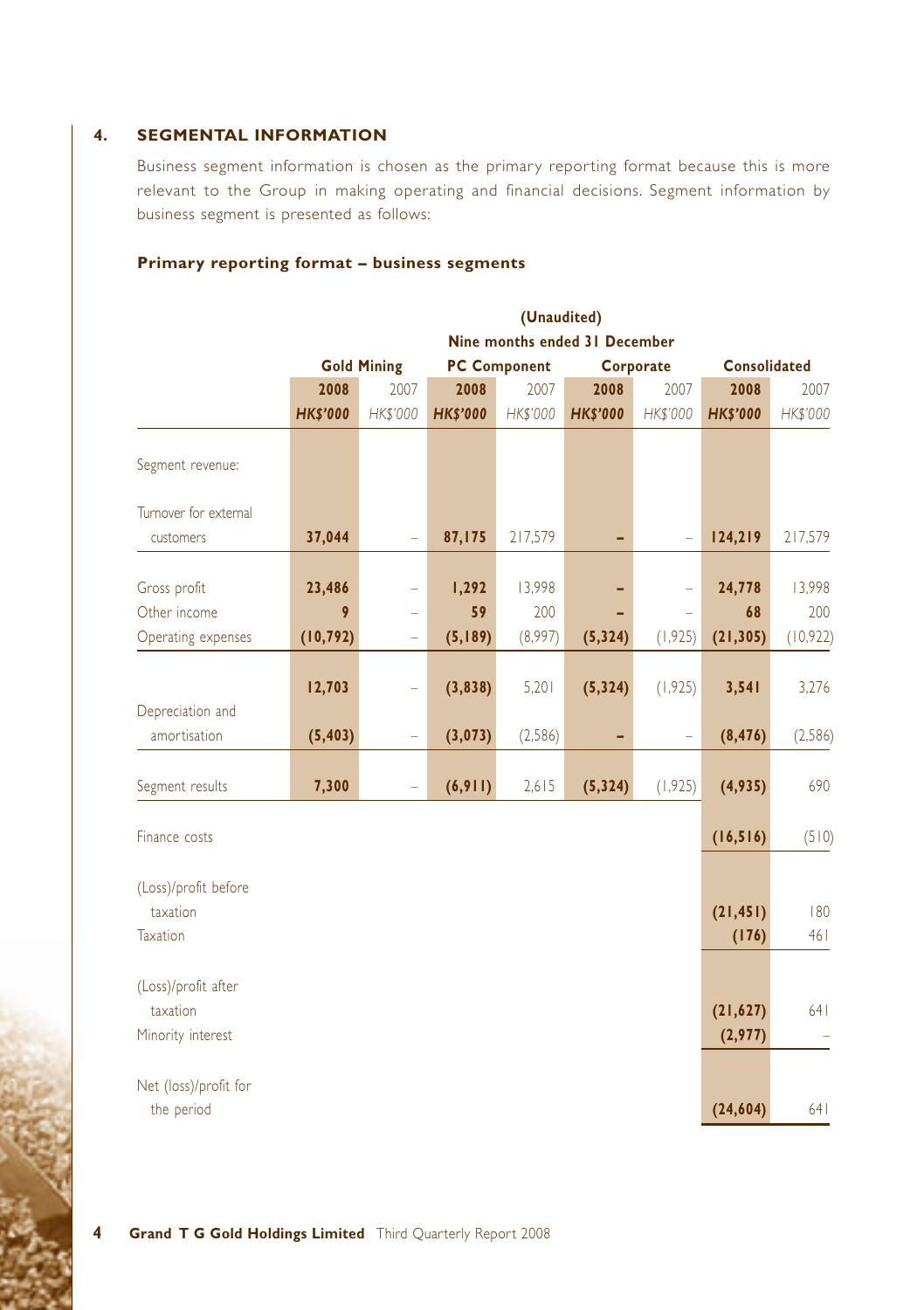## 4. SEGMENTAL INFORMATION

Business segment information is chosen as the primary reporting format because this is more relevant to the Group in making operating and financial decisions. Segment information by business segment is presented as follows:

### Primary reporting format – business segments

| | (Unaudited) Nine months ended 31 December | | | | | | | |
|---|---|---|---|---|---|---|---|---|
| | Gold Mining | | PC Component | | Corporate | | Consolidated | |
| | **2008** | 2007 | **2008** | 2007 | **2008** | 2007 | **2008** | 2007 |
| | ***HK$'000*** | *HK$'000* | ***HK$'000*** | *HK$'000* | ***HK$'000*** | *HK$'000* | ***HK$'000*** | *HK$'000* |
| Segment revenue: | | | | | | | | |
| Turnover for external customers | **37,044** | – | **87,175** | 217,579 | **–** | – | **124,219** | 217,579 |
| Gross profit | **23,486** | – | **1,292** | 13,998 | **–** | – | **24,778** | 13,998 |
| Other income | **9** | – | **59** | 200 | **–** | – | **68** | 200 |
| Operating expenses | **(10,792)** | – | **(5,189)** | (8,997) | **(5,324)** | (1,925) | **(21,305)** | (10,922) |
| | **12,703** | – | **(3,838)** | 5,201 | **(5,324)** | (1,925) | **3,541** | 3,276 |
| Depreciation and amortisation | **(5,403)** | – | **(3,073)** | (2,586) | **–** | – | **(8,476)** | (2,586) |
| Segment results | **7,300** | – | **(6,911)** | 2,615 | **(5,324)** | (1,925) | **(4,935)** | 690 |
| Finance costs | | | | | | | **(16,516)** | (510) |
| (Loss)/profit before taxation | | | | | | | **(21,451)** | 180 |
| Taxation | | | | | | | **(176)** | 461 |
| (Loss)/profit after taxation | | | | | | | **(21,627)** | 641 |
| Minority interest | | | | | | | **(2,977)** | – |
| Net (loss)/profit for the period | | | | | | | **(24,604)** | 641 |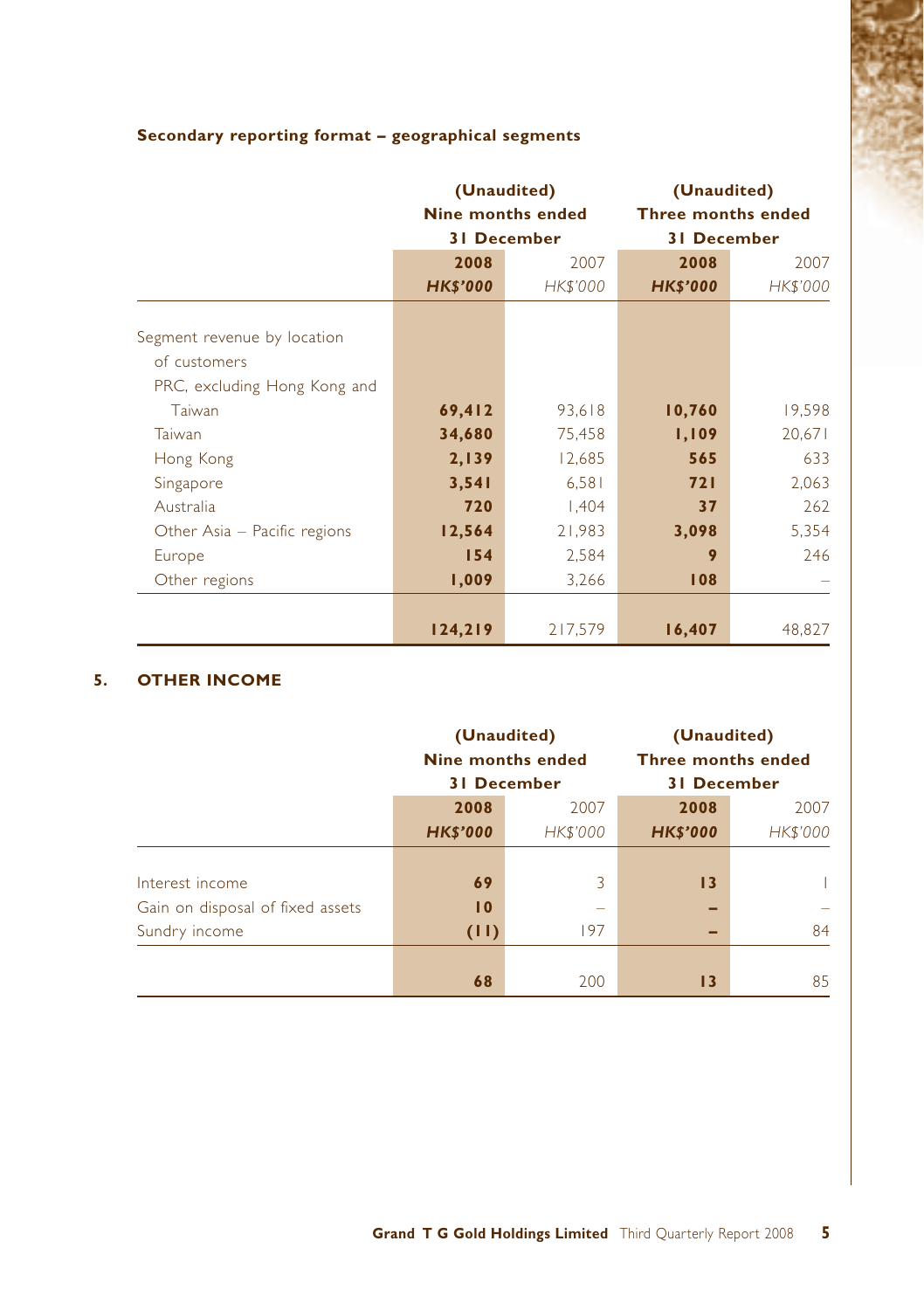**Secondary reporting format – geographical segments**

| | (Unaudited) Nine months ended 31 December | | (Unaudited) Three months ended 31 December | |
|---|---|---|---|---|
| | **2008** | 2007 | **2008** | 2007 |
| | ***HK$'000*** | *HK$'000* | ***HK$'000*** | *HK$'000* |
| Segment revenue by location of customers | | | | |
| PRC, excluding Hong Kong and Taiwan | **69,412** | 93,618 | **10,760** | 19,598 |
| Taiwan | **34,680** | 75,458 | **1,109** | 20,671 |
| Hong Kong | **2,139** | 12,685 | **565** | 633 |
| Singapore | **3,541** | 6,581 | **721** | 2,063 |
| Australia | **720** | 1,404 | **37** | 262 |
| Other Asia – Pacific regions | **12,564** | 21,983 | **3,098** | 5,354 |
| Europe | **154** | 2,584 | **9** | 246 |
| Other regions | **1,009** | 3,266 | **108** | – |
| | **124,219** | 217,579 | **16,407** | 48,827 |

## 5. OTHER INCOME

| | (Unaudited) Nine months ended 31 December | | (Unaudited) Three months ended 31 December | |
|---|---|---|---|---|
| | **2008** | 2007 | **2008** | 2007 |
| | ***HK$'000*** | *HK$'000* | ***HK$'000*** | *HK$'000* |
| Interest income | **69** | 3 | **13** | 1 |
| Gain on disposal of fixed assets | **10** | – | **–** | – |
| Sundry income | **(11)** | 197 | **–** | 84 |
| | **68** | 200 | **13** | 85 |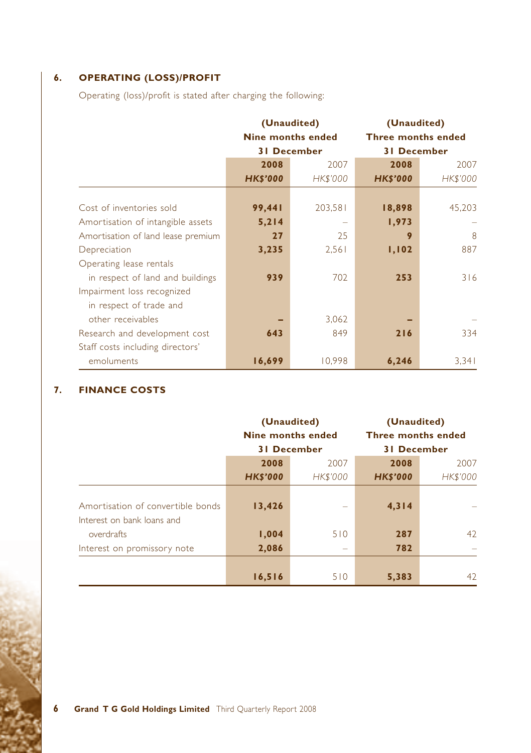## 6. OPERATING (LOSS)/PROFIT

Operating (loss)/profit is stated after charging the following:

| | (Unaudited) Nine months ended 31 December | | (Unaudited) Three months ended 31 December | |
|---|---|---|---|---|
| | **2008** | 2007 | **2008** | 2007 |
| | ***HK$'000*** | *HK$'000* | ***HK$'000*** | *HK$'000* |
| Cost of inventories sold | **99,441** | 203,581 | **18,898** | 45,203 |
| Amortisation of intangible assets | **5,214** | – | **1,973** | – |
| Amortisation of land lease premium | **27** | 25 | **9** | 8 |
| Depreciation | **3,235** | 2,561 | **1,102** | 887 |
| Operating lease rentals in respect of land and buildings | **939** | 702 | **253** | 316 |
| Impairment loss recognized in respect of trade and other receivables | **–** | 3,062 | **–** | – |
| Research and development cost | **643** | 849 | **216** | 334 |
| Staff costs including directors' emoluments | **16,699** | 10,998 | **6,246** | 3,341 |

## 7. FINANCE COSTS

| | (Unaudited) Nine months ended 31 December | | (Unaudited) Three months ended 31 December | |
|---|---|---|---|---|
| | **2008** | 2007 | **2008** | 2007 |
| | ***HK$'000*** | *HK$'000* | ***HK$'000*** | *HK$'000* |
| Amortisation of convertible bonds | **13,426** | – | **4,314** | – |
| Interest on bank loans and overdrafts | **1,004** | 510 | **287** | 42 |
| Interest on promissory note | **2,086** | – | **782** | – |
| | **16,516** | 510 | **5,383** | 42 |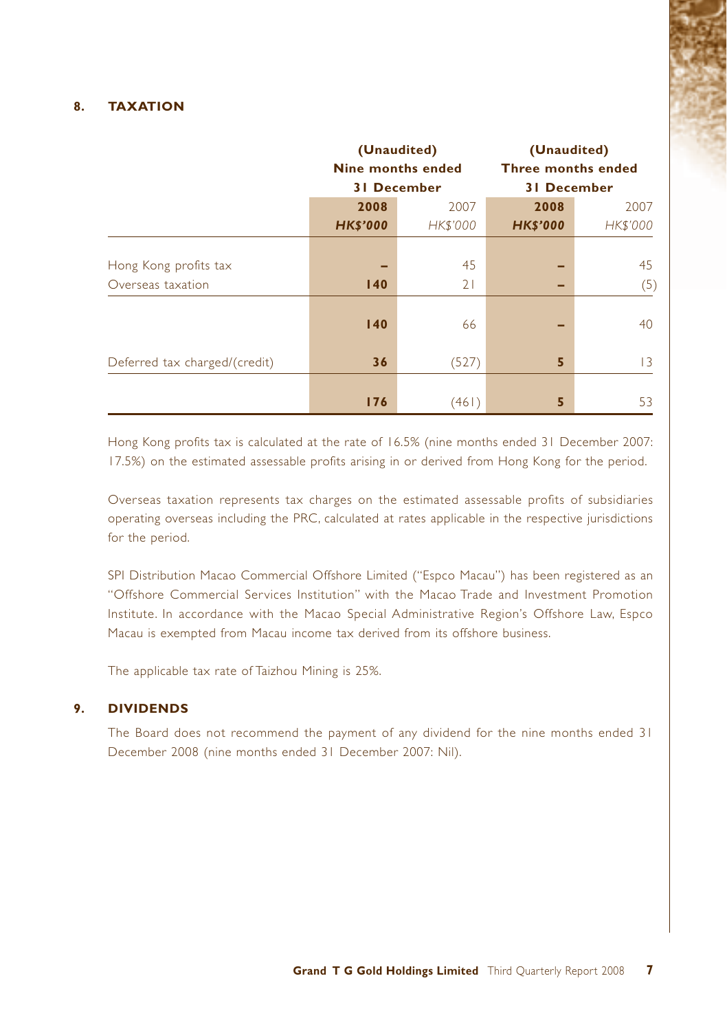## 8. TAXATION

| | (Unaudited) Nine months ended 31 December | | (Unaudited) Three months ended 31 December | |
|---|---|---|---|---|
| | **2008** | 2007 | **2008** | 2007 |
| | ***HK$'000*** | *HK$'000* | ***HK$'000*** | *HK$'000* |
| Hong Kong profits tax | **–** | 45 | **–** | 45 |
| Overseas taxation | **140** | 21 | **–** | (5) |
| | **140** | 66 | **–** | 40 |
| Deferred tax charged/(credit) | **36** | (527) | **5** | 13 |
| | **176** | (461) | **5** | 53 |

Hong Kong profits tax is calculated at the rate of 16.5% (nine months ended 31 December 2007: 17.5%) on the estimated assessable profits arising in or derived from Hong Kong for the period.

Overseas taxation represents tax charges on the estimated assessable profits of subsidiaries operating overseas including the PRC, calculated at rates applicable in the respective jurisdictions for the period.

SPI Distribution Macao Commercial Offshore Limited ("Espco Macau") has been registered as an "Offshore Commercial Services Institution" with the Macao Trade and Investment Promotion Institute. In accordance with the Macao Special Administrative Region's Offshore Law, Espco Macau is exempted from Macau income tax derived from its offshore business.

The applicable tax rate of Taizhou Mining is 25%.

## 9. DIVIDENDS

The Board does not recommend the payment of any dividend for the nine months ended 31 December 2008 (nine months ended 31 December 2007: Nil).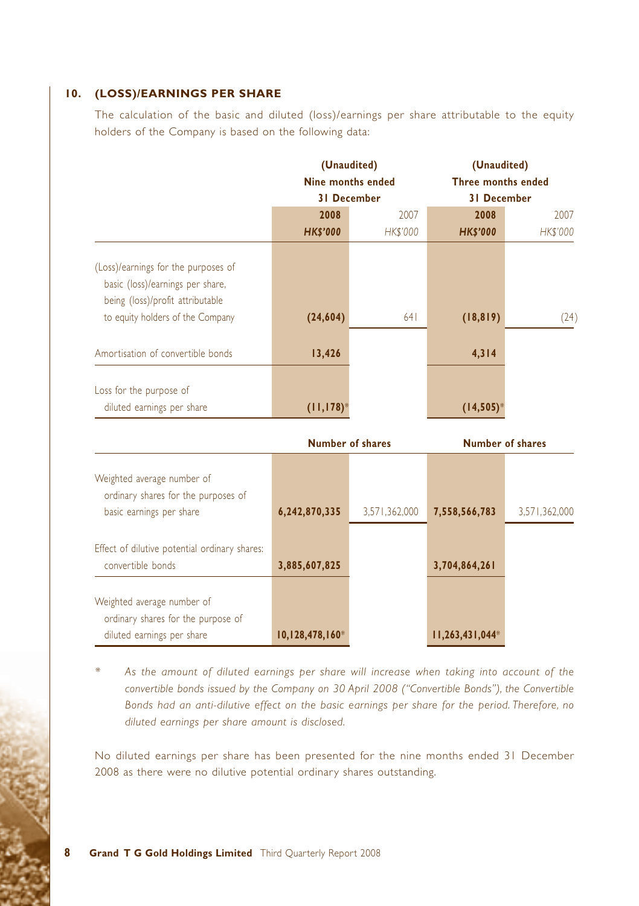## 10. (LOSS)/EARNINGS PER SHARE

The calculation of the basic and diluted (loss)/earnings per share attributable to the equity holders of the Company is based on the following data:

| | (Unaudited) Nine months ended 31 December | | (Unaudited) Three months ended 31 December | |
|---|---|---|---|---|
| | **2008** | 2007 | **2008** | 2007 |
| | ***HK$'000*** | *HK$'000* | ***HK$'000*** | *HK$'000* |
| (Loss)/earnings for the purposes of basic (loss)/earnings per share, being (loss)/profit attributable to equity holders of the Company | **(24,604)** | 641 | **(18,819)** | (24) |
| Amortisation of convertible bonds | **13,426** | | **4,314** | |
| Loss for the purpose of diluted earnings per share | **(11,178)*** | | **(14,505)*** | |
| | **Number of shares** | | **Number of shares** | |
| Weighted average number of ordinary shares for the purposes of basic earnings per share | **6,242,870,335** | 3,571,362,000 | **7,558,566,783** | 3,571,362,000 |
| Effect of dilutive potential ordinary shares: convertible bonds | **3,885,607,825** | | **3,704,864,261** | |
| Weighted average number of ordinary shares for the purpose of diluted earnings per share | **10,128,478,160*** | | **11,263,431,044*** | |

\* *As the amount of diluted earnings per share will increase when taking into account of the convertible bonds issued by the Company on 30 April 2008 ("Convertible Bonds"), the Convertible Bonds had an anti-dilutive effect on the basic earnings per share for the period. Therefore, no diluted earnings per share amount is disclosed.*

No diluted earnings per share has been presented for the nine months ended 31 December 2008 as there were no dilutive potential ordinary shares outstanding.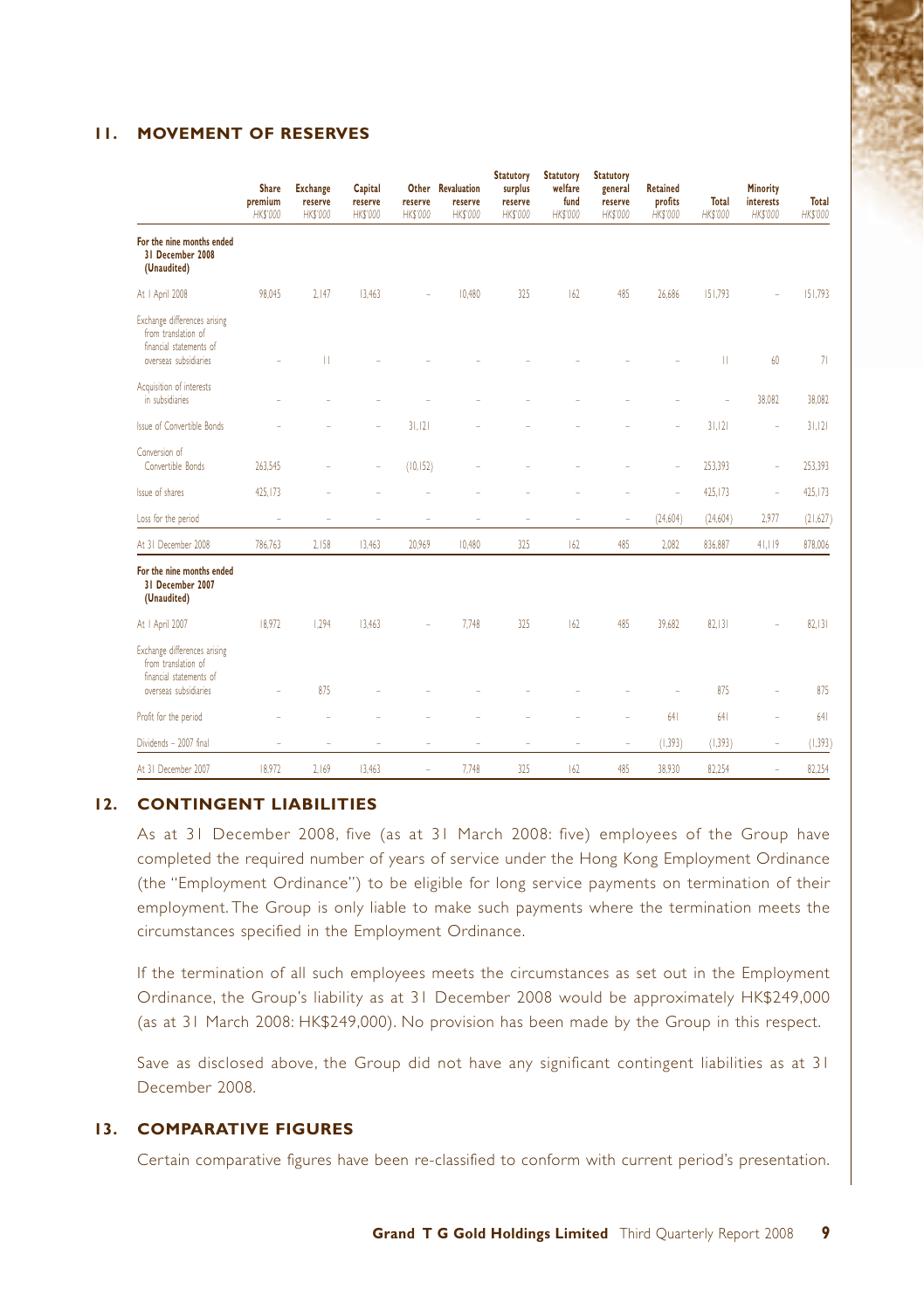## 11. MOVEMENT OF RESERVES

| | Share premium HK$'000 | Exchange reserve HK$'000 | Capital reserve HK$'000 | Other reserve HK$'000 | Revaluation reserve HK$'000 | Statutory surplus reserve HK$'000 | Statutory welfare fund HK$'000 | Statutory general reserve HK$'000 | Retained profits HK$'000 | Total HK$'000 | Minority interests HK$'000 | Total HK$'000 |
|---|---|---|---|---|---|---|---|---|---|---|---|---|
| **For the nine months ended 31 December 2008 (Unaudited)** | | | | | | | | | | | | |
| At 1 April 2008 | 98,045 | 2,147 | 13,463 | – | 10,480 | 325 | 162 | 485 | 26,686 | 151,793 | – | 151,793 |
| Exchange differences arising from translation of financial statements of overseas subsidiaries | – | 11 | – | – | – | – | – | – | – | 11 | 60 | 71 |
| Acquisition of interests in subsidiaries | – | – | – | – | – | – | – | – | – | – | 38,082 | 38,082 |
| Issue of Convertible Bonds | – | – | – | 31,121 | – | – | – | – | – | 31,121 | – | 31,121 |
| Conversion of Convertible Bonds | 263,545 | – | – | (10,152) | – | – | – | – | – | 253,393 | – | 253,393 |
| Issue of shares | 425,173 | – | – | – | – | – | – | – | – | 425,173 | – | 425,173 |
| Loss for the period | – | – | – | – | – | – | – | – | (24,604) | (24,604) | 2,977 | (21,627) |
| At 31 December 2008 | 786,763 | 2,158 | 13,463 | 20,969 | 10,480 | 325 | 162 | 485 | 2,082 | 836,887 | 41,119 | 878,006 |
| **For the nine months ended 31 December 2007 (Unaudited)** | | | | | | | | | | | | |
| At 1 April 2007 | 18,972 | 1,294 | 13,463 | – | 7,748 | 325 | 162 | 485 | 39,682 | 82,131 | – | 82,131 |
| Exchange differences arising from translation of financial statements of overseas subsidiaries | – | 875 | – | – | – | – | – | – | – | 875 | – | 875 |
| Profit for the period | – | – | – | – | – | – | – | – | 641 | 641 | – | 641 |
| Dividends – 2007 final | – | – | – | – | – | – | – | – | (1,393) | (1,393) | – | (1,393) |
| At 31 December 2007 | 18,972 | 2,169 | 13,463 | – | 7,748 | 325 | 162 | 485 | 38,930 | 82,254 | – | 82,254 |

## 12. CONTINGENT LIABILITIES

As at 31 December 2008, five (as at 31 March 2008: five) employees of the Group have completed the required number of years of service under the Hong Kong Employment Ordinance (the "Employment Ordinance") to be eligible for long service payments on termination of their employment. The Group is only liable to make such payments where the termination meets the circumstances specified in the Employment Ordinance.

If the termination of all such employees meets the circumstances as set out in the Employment Ordinance, the Group's liability as at 31 December 2008 would be approximately HK$249,000 (as at 31 March 2008: HK$249,000). No provision has been made by the Group in this respect.

Save as disclosed above, the Group did not have any significant contingent liabilities as at 31 December 2008.

## 13. COMPARATIVE FIGURES

Certain comparative figures have been re-classified to conform with current period's presentation.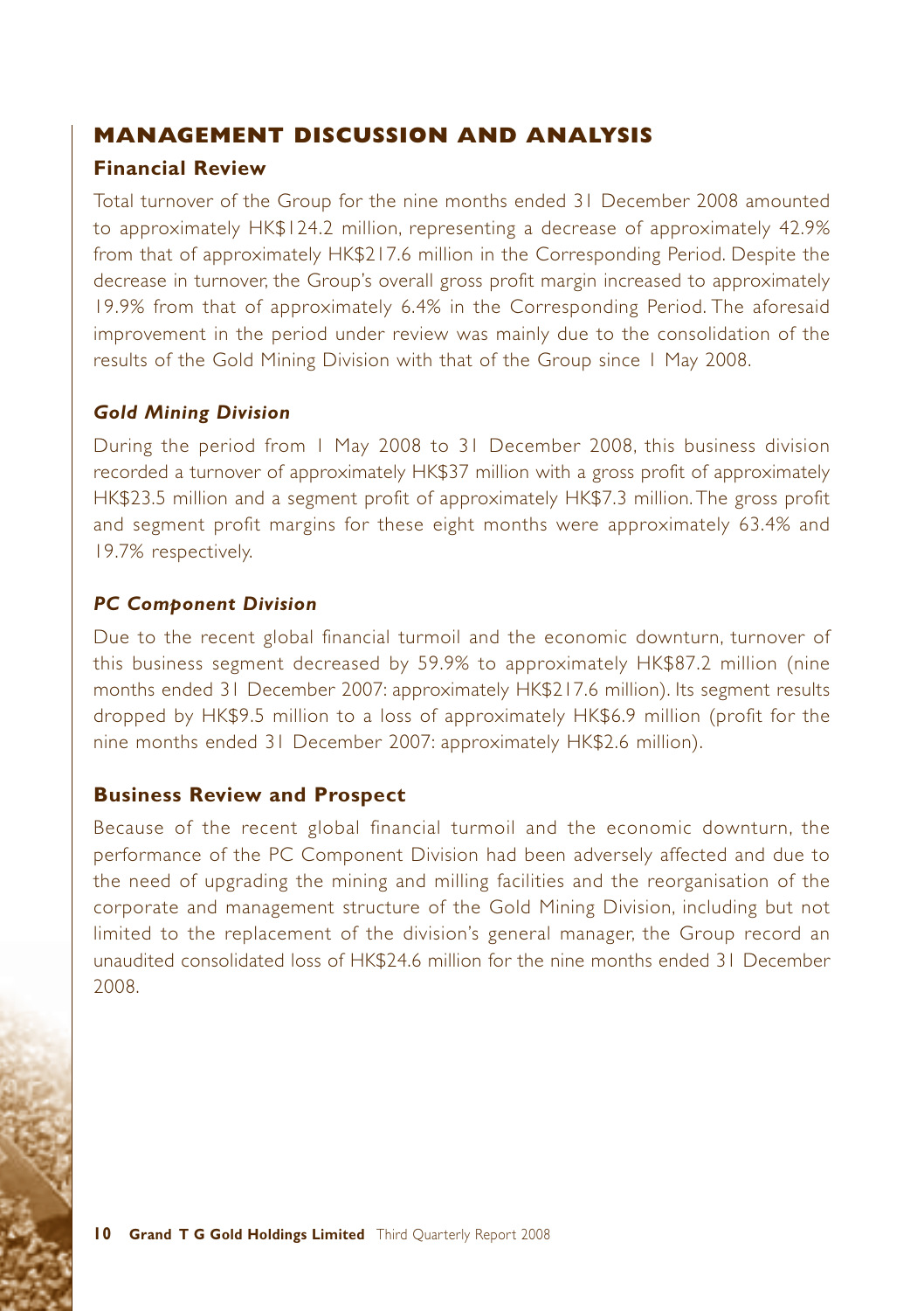# MANAGEMENT DISCUSSION AND ANALYSIS

## Financial Review

Total turnover of the Group for the nine months ended 31 December 2008 amounted to approximately HK$124.2 million, representing a decrease of approximately 42.9% from that of approximately HK$217.6 million in the Corresponding Period. Despite the decrease in turnover, the Group's overall gross profit margin increased to approximately 19.9% from that of approximately 6.4% in the Corresponding Period. The aforesaid improvement in the period under review was mainly due to the consolidation of the results of the Gold Mining Division with that of the Group since 1 May 2008.

### *Gold Mining Division*

During the period from 1 May 2008 to 31 December 2008, this business division recorded a turnover of approximately HK$37 million with a gross profit of approximately HK$23.5 million and a segment profit of approximately HK$7.3 million. The gross profit and segment profit margins for these eight months were approximately 63.4% and 19.7% respectively.

### *PC Component Division*

Due to the recent global financial turmoil and the economic downturn, turnover of this business segment decreased by 59.9% to approximately HK$87.2 million (nine months ended 31 December 2007: approximately HK$217.6 million). Its segment results dropped by HK$9.5 million to a loss of approximately HK$6.9 million (profit for the nine months ended 31 December 2007: approximately HK$2.6 million).

## Business Review and Prospect

Because of the recent global financial turmoil and the economic downturn, the performance of the PC Component Division had been adversely affected and due to the need of upgrading the mining and milling facilities and the reorganisation of the corporate and management structure of the Gold Mining Division, including but not limited to the replacement of the division's general manager, the Group record an unaudited consolidated loss of HK$24.6 million for the nine months ended 31 December 2008.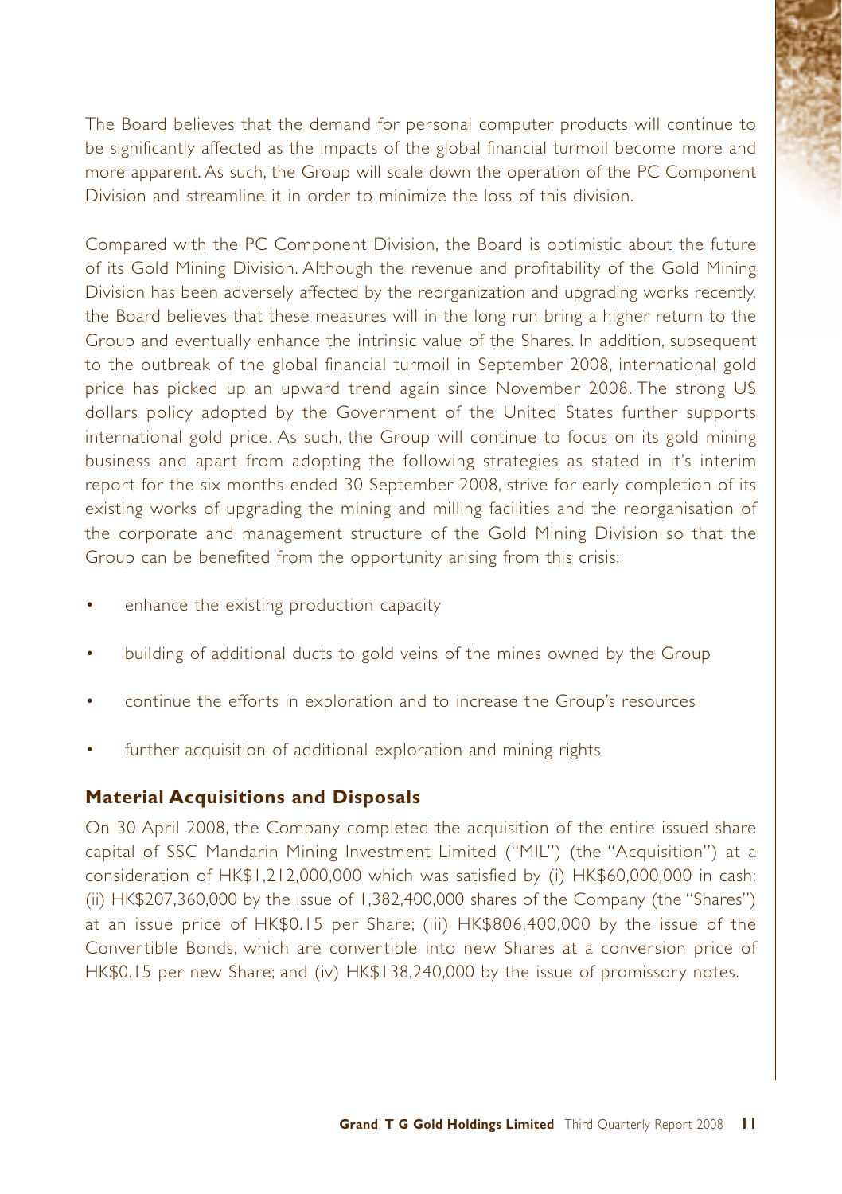The Board believes that the demand for personal computer products will continue to be significantly affected as the impacts of the global financial turmoil become more and more apparent. As such, the Group will scale down the operation of the PC Component Division and streamline it in order to minimize the loss of this division.

Compared with the PC Component Division, the Board is optimistic about the future of its Gold Mining Division. Although the revenue and profitability of the Gold Mining Division has been adversely affected by the reorganization and upgrading works recently, the Board believes that these measures will in the long run bring a higher return to the Group and eventually enhance the intrinsic value of the Shares. In addition, subsequent to the outbreak of the global financial turmoil in September 2008, international gold price has picked up an upward trend again since November 2008. The strong US dollars policy adopted by the Government of the United States further supports international gold price. As such, the Group will continue to focus on its gold mining business and apart from adopting the following strategies as stated in it's interim report for the six months ended 30 September 2008, strive for early completion of its existing works of upgrading the mining and milling facilities and the reorganisation of the corporate and management structure of the Gold Mining Division so that the Group can be benefited from the opportunity arising from this crisis:

- enhance the existing production capacity
- building of additional ducts to gold veins of the mines owned by the Group
- continue the efforts in exploration and to increase the Group's resources
- further acquisition of additional exploration and mining rights

## Material Acquisitions and Disposals

On 30 April 2008, the Company completed the acquisition of the entire issued share capital of SSC Mandarin Mining Investment Limited ("MIL") (the "Acquisition") at a consideration of HK$1,212,000,000 which was satisfied by (i) HK$60,000,000 in cash; (ii) HK$207,360,000 by the issue of 1,382,400,000 shares of the Company (the "Shares") at an issue price of HK$0.15 per Share; (iii) HK$806,400,000 by the issue of the Convertible Bonds, which are convertible into new Shares at a conversion price of HK$0.15 per new Share; and (iv) HK$138,240,000 by the issue of promissory notes.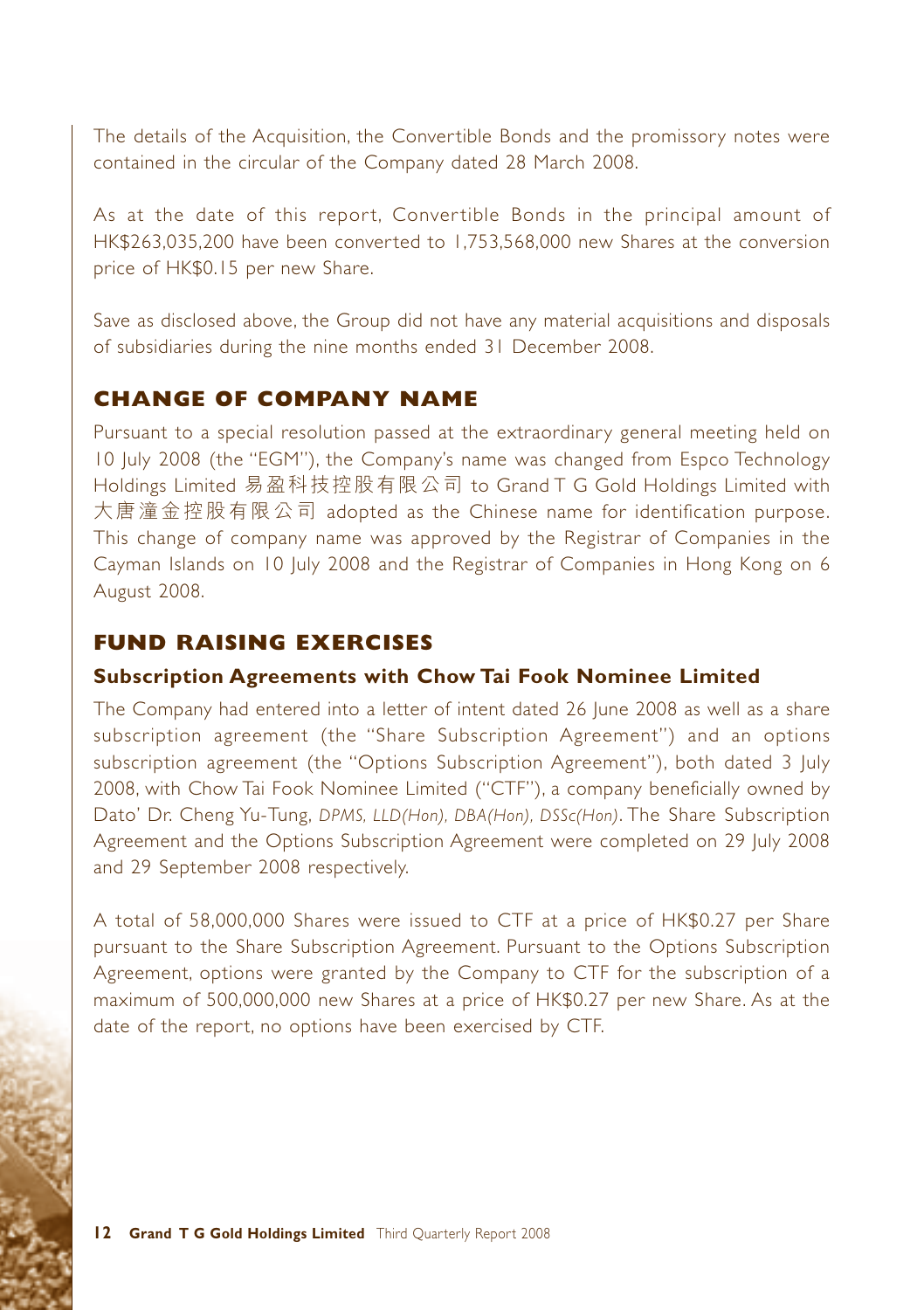The details of the Acquisition, the Convertible Bonds and the promissory notes were contained in the circular of the Company dated 28 March 2008.

As at the date of this report, Convertible Bonds in the principal amount of HK$263,035,200 have been converted to 1,753,568,000 new Shares at the conversion price of HK$0.15 per new Share.

Save as disclosed above, the Group did not have any material acquisitions and disposals of subsidiaries during the nine months ended 31 December 2008.

## CHANGE OF COMPANY NAME

Pursuant to a special resolution passed at the extraordinary general meeting held on 10 July 2008 (the "EGM"), the Company's name was changed from Espco Technology Holdings Limited 易盈科技控股有限公司 to Grand T G Gold Holdings Limited with 大唐潼金控股有限公司 adopted as the Chinese name for identification purpose. This change of company name was approved by the Registrar of Companies in the Cayman Islands on 10 July 2008 and the Registrar of Companies in Hong Kong on 6 August 2008.

## FUND RAISING EXERCISES

### Subscription Agreements with Chow Tai Fook Nominee Limited

The Company had entered into a letter of intent dated 26 June 2008 as well as a share subscription agreement (the "Share Subscription Agreement") and an options subscription agreement (the "Options Subscription Agreement"), both dated 3 July 2008, with Chow Tai Fook Nominee Limited ("CTF"), a company beneficially owned by Dato' Dr. Cheng Yu-Tung, *DPMS, LLD(Hon), DBA(Hon), DSSc(Hon)*. The Share Subscription Agreement and the Options Subscription Agreement were completed on 29 July 2008 and 29 September 2008 respectively.

A total of 58,000,000 Shares were issued to CTF at a price of HK$0.27 per Share pursuant to the Share Subscription Agreement. Pursuant to the Options Subscription Agreement, options were granted by the Company to CTF for the subscription of a maximum of 500,000,000 new Shares at a price of HK$0.27 per new Share. As at the date of the report, no options have been exercised by CTF.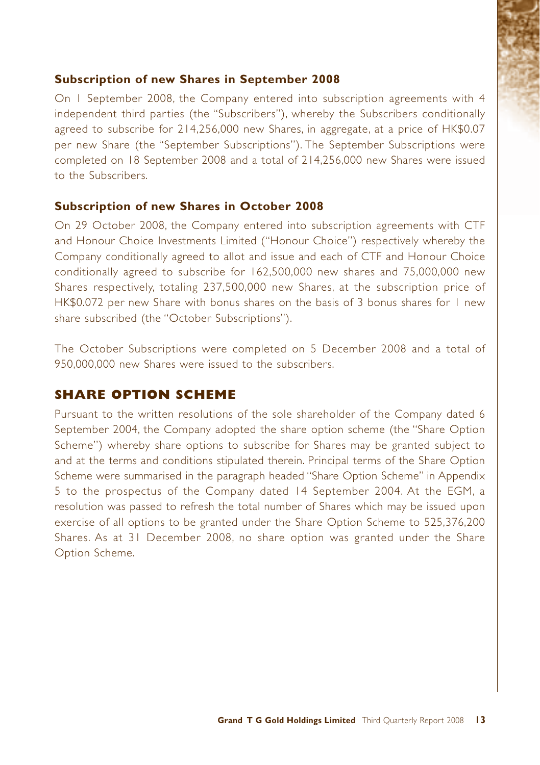### Subscription of new Shares in September 2008

On 1 September 2008, the Company entered into subscription agreements with 4 independent third parties (the "Subscribers"), whereby the Subscribers conditionally agreed to subscribe for 214,256,000 new Shares, in aggregate, at a price of HK$0.07 per new Share (the "September Subscriptions"). The September Subscriptions were completed on 18 September 2008 and a total of 214,256,000 new Shares were issued to the Subscribers.

### Subscription of new Shares in October 2008

On 29 October 2008, the Company entered into subscription agreements with CTF and Honour Choice Investments Limited ("Honour Choice") respectively whereby the Company conditionally agreed to allot and issue and each of CTF and Honour Choice conditionally agreed to subscribe for 162,500,000 new shares and 75,000,000 new Shares respectively, totaling 237,500,000 new Shares, at the subscription price of HK$0.072 per new Share with bonus shares on the basis of 3 bonus shares for 1 new share subscribed (the "October Subscriptions").

The October Subscriptions were completed on 5 December 2008 and a total of 950,000,000 new Shares were issued to the subscribers.

## SHARE OPTION SCHEME

Pursuant to the written resolutions of the sole shareholder of the Company dated 6 September 2004, the Company adopted the share option scheme (the "Share Option Scheme") whereby share options to subscribe for Shares may be granted subject to and at the terms and conditions stipulated therein. Principal terms of the Share Option Scheme were summarised in the paragraph headed "Share Option Scheme" in Appendix 5 to the prospectus of the Company dated 14 September 2004. At the EGM, a resolution was passed to refresh the total number of Shares which may be issued upon exercise of all options to be granted under the Share Option Scheme to 525,376,200 Shares. As at 31 December 2008, no share option was granted under the Share Option Scheme.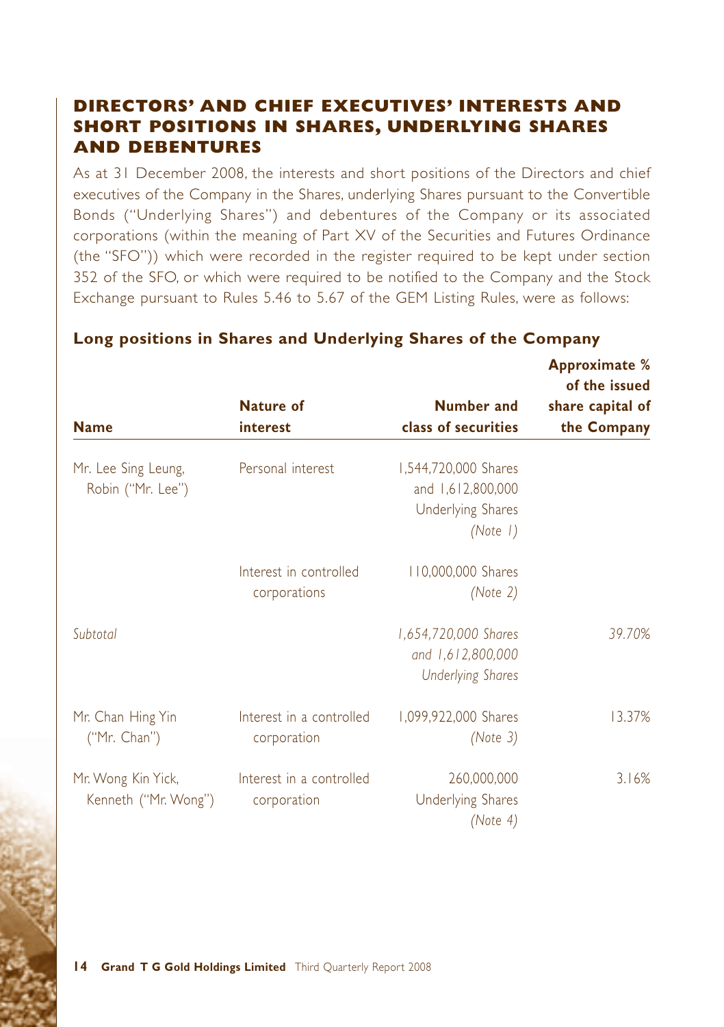## DIRECTORS' AND CHIEF EXECUTIVES' INTERESTS AND SHORT POSITIONS IN SHARES, UNDERLYING SHARES AND DEBENTURES

As at 31 December 2008, the interests and short positions of the Directors and chief executives of the Company in the Shares, underlying Shares pursuant to the Convertible Bonds ("Underlying Shares") and debentures of the Company or its associated corporations (within the meaning of Part XV of the Securities and Futures Ordinance (the "SFO")) which were recorded in the register required to be kept under section 352 of the SFO, or which were required to be notified to the Company and the Stock Exchange pursuant to Rules 5.46 to 5.67 of the GEM Listing Rules, were as follows:

### Long positions in Shares and Underlying Shares of the Company

| Name | Nature of interest | Number and class of securities | Approximate % of the issued share capital of the Company |
|---|---|---|---|
| Mr. Lee Sing Leung, Robin ("Mr. Lee") | Personal interest | 1,544,720,000 Shares and 1,612,800,000 Underlying Shares *(Note 1)* | |
| | Interest in controlled corporations | 110,000,000 Shares *(Note 2)* | |
| *Subtotal* | | *1,654,720,000 Shares and 1,612,800,000 Underlying Shares* | *39.70%* |
| Mr. Chan Hing Yin ("Mr. Chan") | Interest in a controlled corporation | 1,099,922,000 Shares *(Note 3)* | 13.37% |
| Mr. Wong Kin Yick, Kenneth ("Mr. Wong") | Interest in a controlled corporation | 260,000,000 Underlying Shares *(Note 4)* | 3.16% |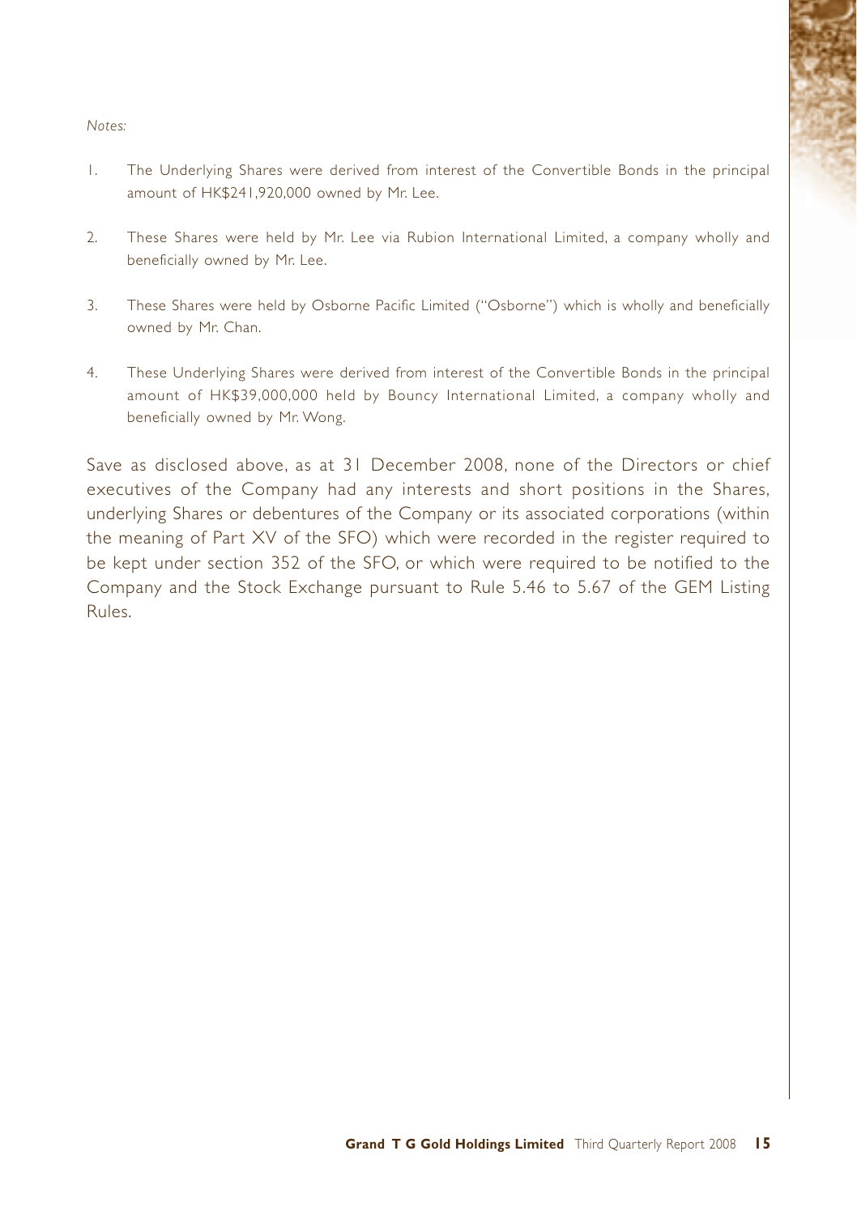*Notes:*

1. The Underlying Shares were derived from interest of the Convertible Bonds in the principal amount of HK$241,920,000 owned by Mr. Lee.

2. These Shares were held by Mr. Lee via Rubion International Limited, a company wholly and beneficially owned by Mr. Lee.

3. These Shares were held by Osborne Pacific Limited ("Osborne") which is wholly and beneficially owned by Mr. Chan.

4. These Underlying Shares were derived from interest of the Convertible Bonds in the principal amount of HK$39,000,000 held by Bouncy International Limited, a company wholly and beneficially owned by Mr. Wong.

Save as disclosed above, as at 31 December 2008, none of the Directors or chief executives of the Company had any interests and short positions in the Shares, underlying Shares or debentures of the Company or its associated corporations (within the meaning of Part XV of the SFO) which were recorded in the register required to be kept under section 352 of the SFO, or which were required to be notified to the Company and the Stock Exchange pursuant to Rule 5.46 to 5.67 of the GEM Listing Rules.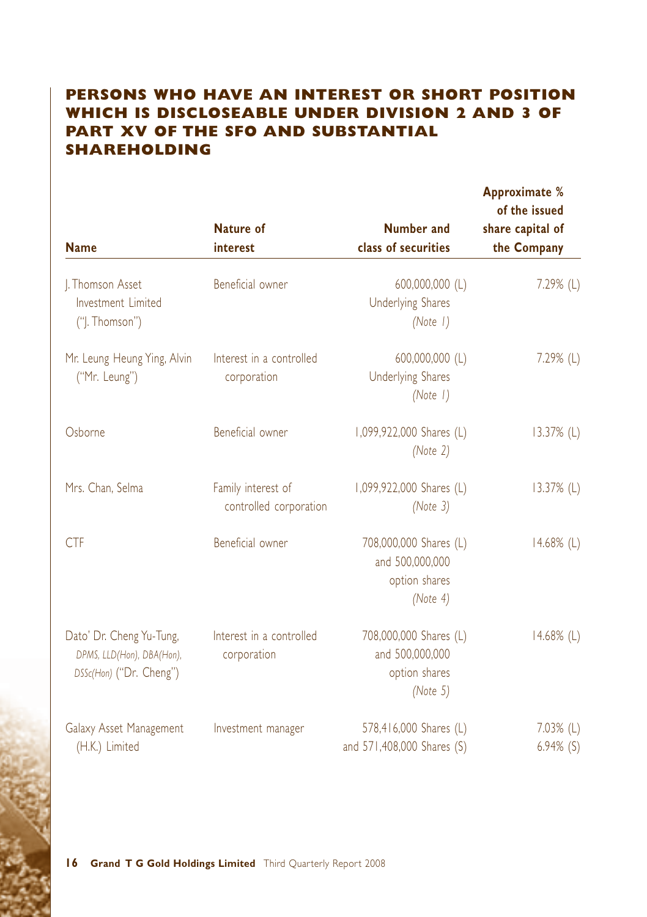## PERSONS WHO HAVE AN INTEREST OR SHORT POSITION WHICH IS DISCLOSEABLE UNDER DIVISION 2 AND 3 OF PART XV OF THE SFO AND SUBSTANTIAL SHAREHOLDING

| Name | Nature of interest | Number and class of securities | Approximate % of the issued share capital of the Company |
|---|---|---|---|
| J. Thomson Asset Investment Limited ("J. Thomson") | Beneficial owner | 600,000,000 (L) Underlying Shares *(Note 1)* | 7.29% (L) |
| Mr. Leung Heung Ying, Alvin ("Mr. Leung") | Interest in a controlled corporation | 600,000,000 (L) Underlying Shares *(Note 1)* | 7.29% (L) |
| Osborne | Beneficial owner | 1,099,922,000 Shares (L) *(Note 2)* | 13.37% (L) |
| Mrs. Chan, Selma | Family interest of controlled corporation | 1,099,922,000 Shares (L) *(Note 3)* | 13.37% (L) |
| CTF | Beneficial owner | 708,000,000 Shares (L) and 500,000,000 option shares *(Note 4)* | 14.68% (L) |
| Dato' Dr. Cheng Yu-Tung, *DPMS, LLD(Hon), DBA(Hon), DSSc(Hon)* ("Dr. Cheng") | Interest in a controlled corporation | 708,000,000 Shares (L) and 500,000,000 option shares *(Note 5)* | 14.68% (L) |
| Galaxy Asset Management (H.K.) Limited | Investment manager | 578,416,000 Shares (L) and 571,408,000 Shares (S) | 7.03% (L) 6.94% (S) |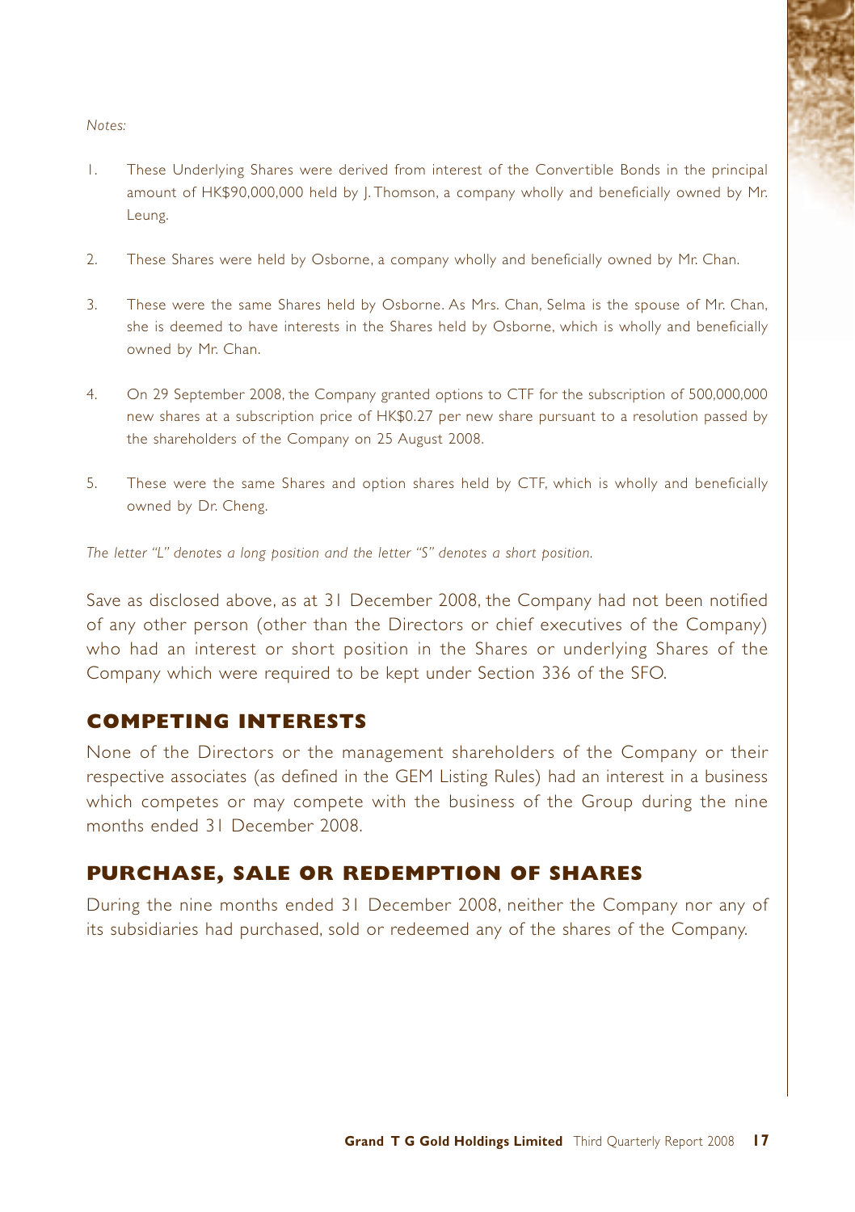*Notes:*

1. These Underlying Shares were derived from interest of the Convertible Bonds in the principal amount of HK$90,000,000 held by J. Thomson, a company wholly and beneficially owned by Mr. Leung.

2. These Shares were held by Osborne, a company wholly and beneficially owned by Mr. Chan.

3. These were the same Shares held by Osborne. As Mrs. Chan, Selma is the spouse of Mr. Chan, she is deemed to have interests in the Shares held by Osborne, which is wholly and beneficially owned by Mr. Chan.

4. On 29 September 2008, the Company granted options to CTF for the subscription of 500,000,000 new shares at a subscription price of HK$0.27 per new share pursuant to a resolution passed by the shareholders of the Company on 25 August 2008.

5. These were the same Shares and option shares held by CTF, which is wholly and beneficially owned by Dr. Cheng.

*The letter "L" denotes a long position and the letter "S" denotes a short position.*

Save as disclosed above, as at 31 December 2008, the Company had not been notified of any other person (other than the Directors or chief executives of the Company) who had an interest or short position in the Shares or underlying Shares of the Company which were required to be kept under Section 336 of the SFO.

## COMPETING INTERESTS

None of the Directors or the management shareholders of the Company or their respective associates (as defined in the GEM Listing Rules) had an interest in a business which competes or may compete with the business of the Group during the nine months ended 31 December 2008.

## PURCHASE, SALE OR REDEMPTION OF SHARES

During the nine months ended 31 December 2008, neither the Company nor any of its subsidiaries had purchased, sold or redeemed any of the shares of the Company.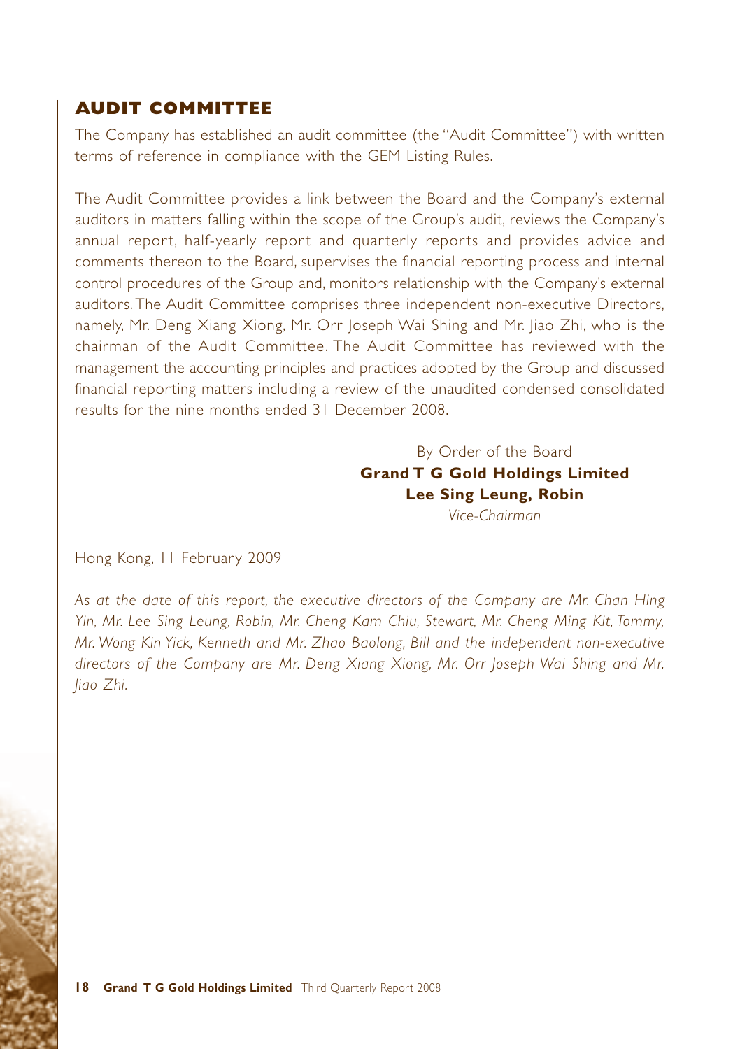## AUDIT COMMITTEE

The Company has established an audit committee (the "Audit Committee") with written terms of reference in compliance with the GEM Listing Rules.

The Audit Committee provides a link between the Board and the Company's external auditors in matters falling within the scope of the Group's audit, reviews the Company's annual report, half-yearly report and quarterly reports and provides advice and comments thereon to the Board, supervises the financial reporting process and internal control procedures of the Group and, monitors relationship with the Company's external auditors. The Audit Committee comprises three independent non-executive Directors, namely, Mr. Deng Xiang Xiong, Mr. Orr Joseph Wai Shing and Mr. Jiao Zhi, who is the chairman of the Audit Committee. The Audit Committee has reviewed with the management the accounting principles and practices adopted by the Group and discussed financial reporting matters including a review of the unaudited condensed consolidated results for the nine months ended 31 December 2008.

By Order of the Board
**Grand T G Gold Holdings Limited**
**Lee Sing Leung, Robin**
*Vice-Chairman*

Hong Kong, 11 February 2009

*As at the date of this report, the executive directors of the Company are Mr. Chan Hing Yin, Mr. Lee Sing Leung, Robin, Mr. Cheng Kam Chiu, Stewart, Mr. Cheng Ming Kit, Tommy, Mr. Wong Kin Yick, Kenneth and Mr. Zhao Baolong, Bill and the independent non-executive directors of the Company are Mr. Deng Xiang Xiong, Mr. Orr Joseph Wai Shing and Mr. Jiao Zhi.*